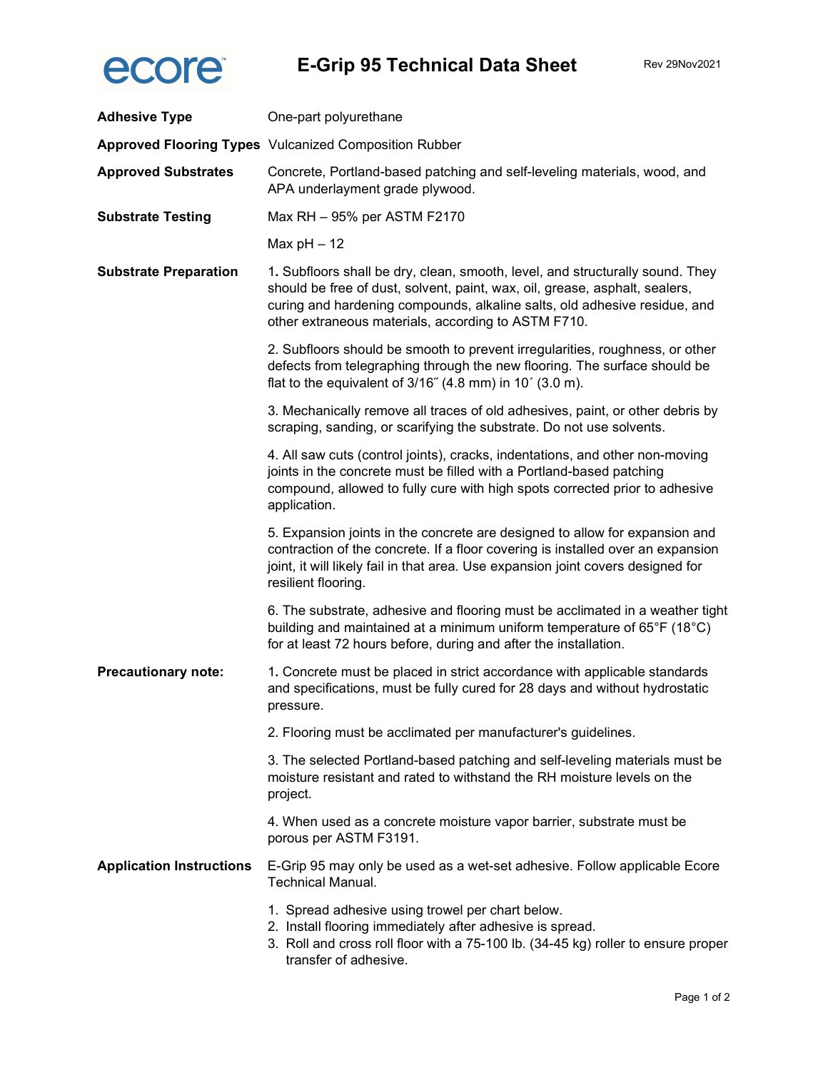ecore

# E-Grip 95 Technical Data Sheet

Rev 29Nov2021

**Adhesive Type**

One-part polyurethane

**Approved Flooring Types**

Vulcanized Composition Rubber

**Approved Substrates**

Concrete, Portland-based patching and self-leveling materials, wood, and APA underlayment grade plywood.

**Substrate Testing**

Max RH – 95% per ASTM F2170

Max pH – 12

**Substrate Preparation**

1. Subfloors shall be dry, clean, smooth, level, and structurally sound. They should be free of dust, solvent, paint, wax, oil, grease, asphalt, sealers, curing and hardening compounds, alkaline salts, old adhesive residue, and other extraneous materials, according to ASTM F710.

2. Subfloors should be smooth to prevent irregularities, roughness, or other defects from telegraphing through the new flooring. The surface should be flat to the equivalent of 3/16˝ (4.8 mm) in 10´ (3.0 m).

3. Mechanically remove all traces of old adhesives, paint, or other debris by scraping, sanding, or scarifying the substrate. Do not use solvents.

4. All saw cuts (control joints), cracks, indentations, and other non-moving joints in the concrete must be filled with a Portland-based patching compound, allowed to fully cure with high spots corrected prior to adhesive application.

5. Expansion joints in the concrete are designed to allow for expansion and contraction of the concrete. If a floor covering is installed over an expansion joint, it will likely fail in that area. Use expansion joint covers designed for resilient flooring.

6. The substrate, adhesive and flooring must be acclimated in a weather tight building and maintained at a minimum uniform temperature of 65°F (18°C) for at least 72 hours before, during and after the installation.

**Precautionary note:**

1. Concrete must be placed in strict accordance with applicable standards and specifications, must be fully cured for 28 days and without hydrostatic pressure.

2. Flooring must be acclimated per manufacturer's guidelines.

3. The selected Portland-based patching and self-leveling materials must be moisture resistant and rated to withstand the RH moisture levels on the project.

4. When used as a concrete moisture vapor barrier, substrate must be porous per ASTM F3191.

**Application Instructions**

E-Grip 95 may only be used as a wet-set adhesive. Follow applicable Ecore Technical Manual.

1. Spread adhesive using trowel per chart below.
2. Install flooring immediately after adhesive is spread.
3. Roll and cross roll floor with a 75-100 lb. (34-45 kg) roller to ensure proper transfer of adhesive.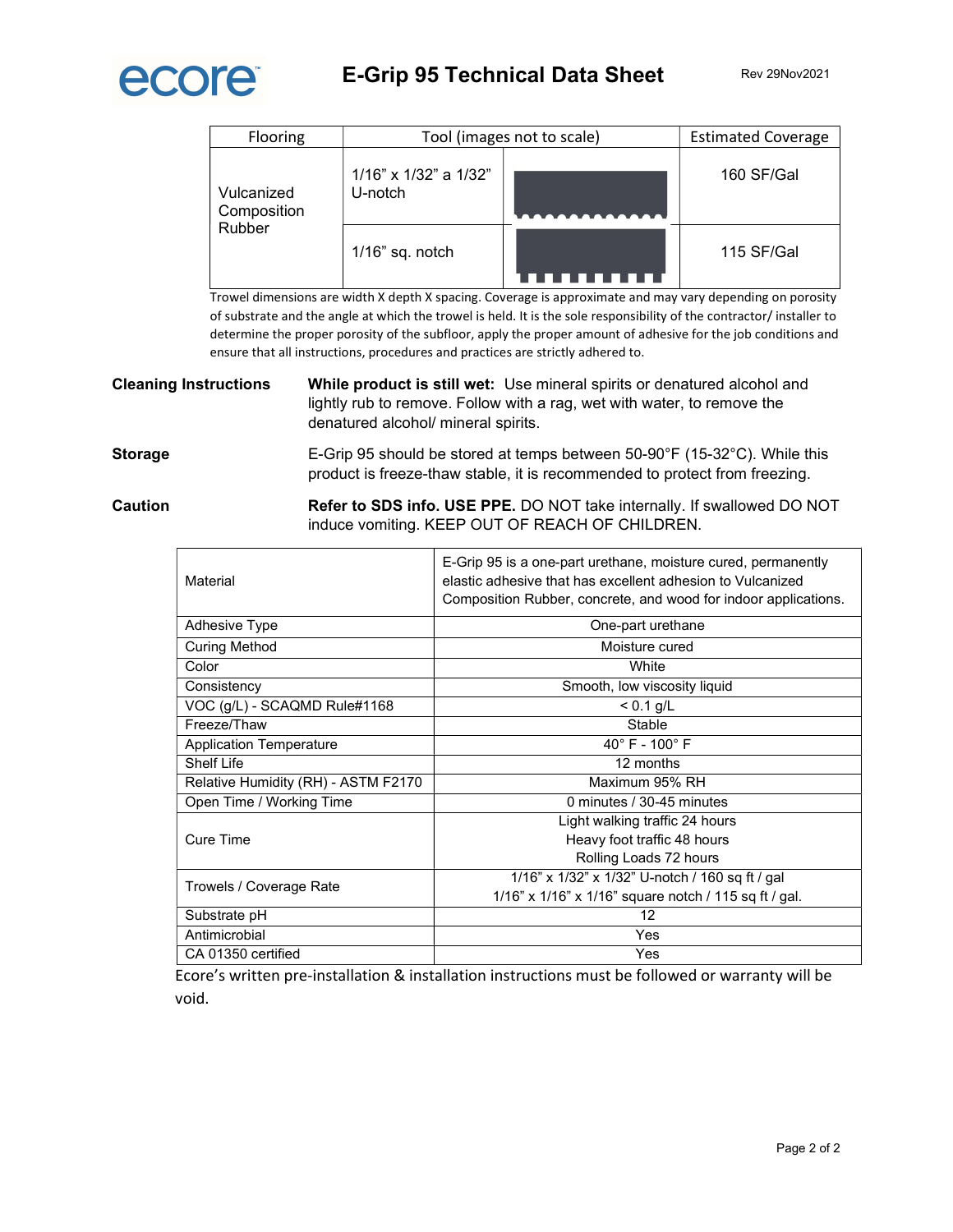# E-Grip 95 Technical Data Sheet

Rev 29Nov2021

| Flooring | Tool (images not to scale) | | Estimated Coverage |
|---|---|---|---|
| Vulcanized Composition Rubber | 1/16" x 1/32" a 1/32" U-notch | | 160 SF/Gal |
| | 1/16" sq. notch | | 115 SF/Gal |

Trowel dimensions are width X depth X spacing. Coverage is approximate and may vary depending on porosity of substrate and the angle at which the trowel is held. It is the sole responsibility of the contractor/ installer to determine the proper porosity of the subfloor, apply the proper amount of adhesive for the job conditions and ensure that all instructions, procedures and practices are strictly adhered to.

**Cleaning Instructions**

**While product is still wet:** Use mineral spirits or denatured alcohol and lightly rub to remove. Follow with a rag, wet with water, to remove the denatured alcohol/ mineral spirits.

**Storage**

E-Grip 95 should be stored at temps between 50-90°F (15-32°C). While this product is freeze-thaw stable, it is recommended to protect from freezing.

**Caution**

**Refer to SDS info. USE PPE.** DO NOT take internally. If swallowed DO NOT induce vomiting. KEEP OUT OF REACH OF CHILDREN.

| | |
|---|---|
| Material | E-Grip 95 is a one-part urethane, moisture cured, permanently elastic adhesive that has excellent adhesion to Vulcanized Composition Rubber, concrete, and wood for indoor applications. |
| Adhesive Type | One-part urethane |
| Curing Method | Moisture cured |
| Color | White |
| Consistency | Smooth, low viscosity liquid |
| VOC (g/L) - SCAQMD Rule#1168 | < 0.1 g/L |
| Freeze/Thaw | Stable |
| Application Temperature | 40° F - 100° F |
| Shelf Life | 12 months |
| Relative Humidity (RH) - ASTM F2170 | Maximum 95% RH |
| Open Time / Working Time | 0 minutes / 30-45 minutes |
| Cure Time | Light walking traffic 24 hours<br>Heavy foot traffic 48 hours<br>Rolling Loads 72 hours |
| Trowels / Coverage Rate | 1/16" x 1/32" x 1/32" U-notch / 160 sq ft / gal<br>1/16" x 1/16" x 1/16" square notch / 115 sq ft / gal. |
| Substrate pH | 12 |
| Antimicrobial | Yes |
| CA 01350 certified | Yes |

Ecore's written pre-installation & installation instructions must be followed or warranty will be void.